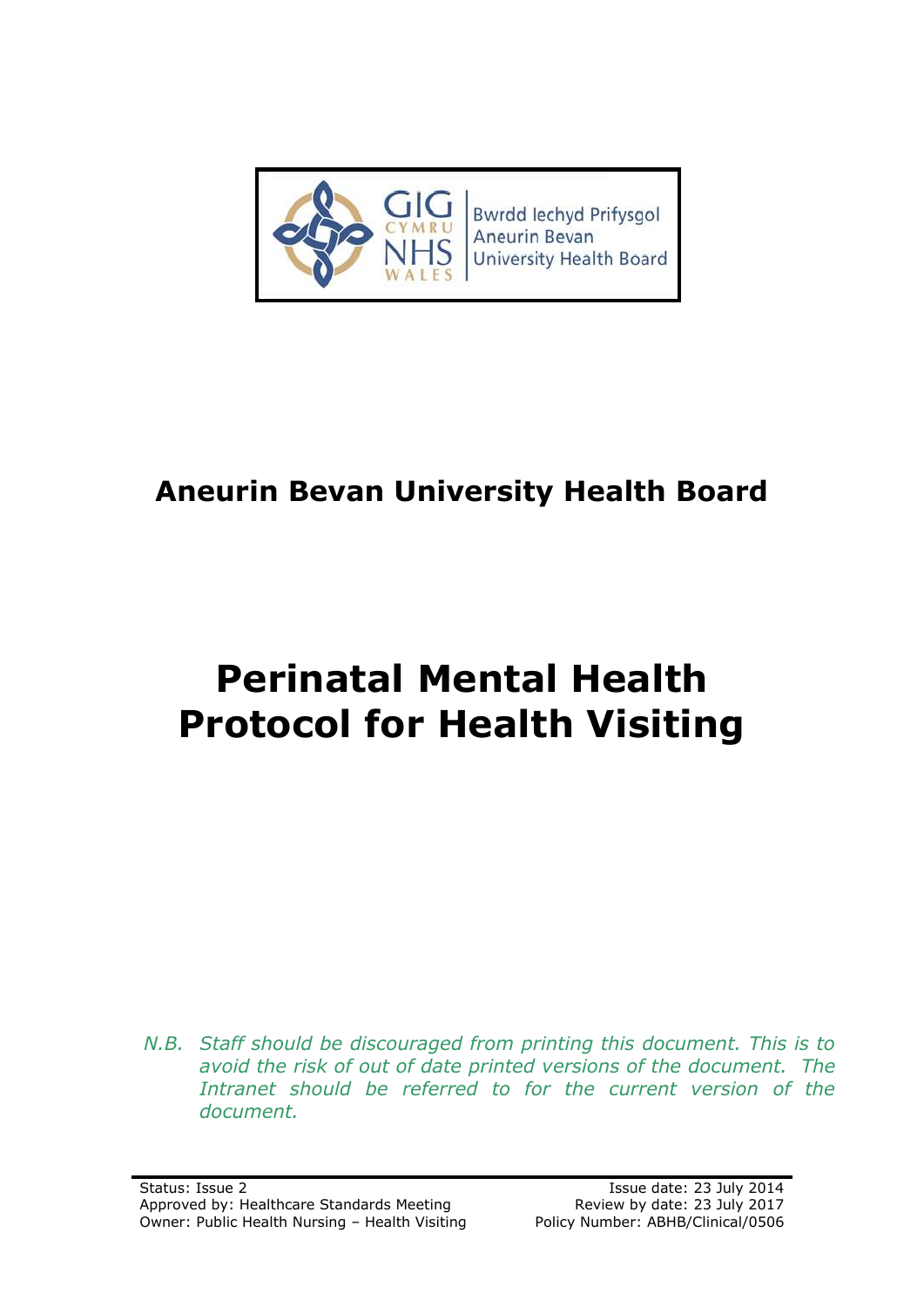Bwrdd Iechyd Prifysgol Aneurin Bevan University Health Board

# Aneurin Bevan University Health Board

# Perinatal Mental Health Protocol for Health Visiting

*N.B. Staff should be discouraged from printing this document. This is to avoid the risk of out of date printed versions of the document. The Intranet should be referred to for the current version of the document.*

| | |
|---|---|
| Status: Issue 2 | Issue date: 23 July 2014 |
| Approved by: Healthcare Standards Meeting | Review by date: 23 July 2017 |
| Owner: Public Health Nursing – Health Visiting | Policy Number: ABHB/Clinical/0506 |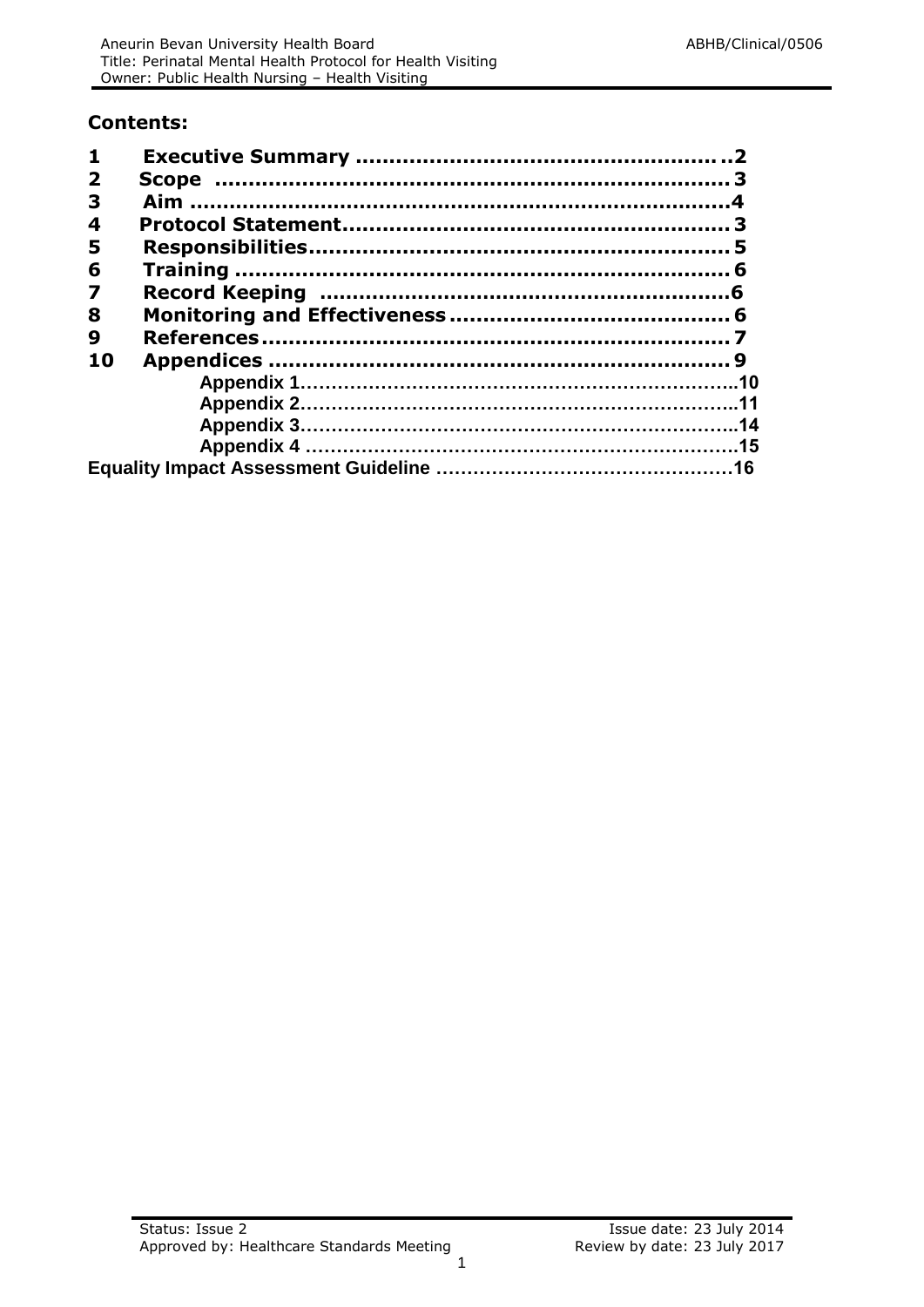## Contents:

| | | |
|---|---|---|
| 1 | Executive Summary | 2 |
| 2 | Scope | 3 |
| 3 | Aim | 4 |
| 4 | Protocol Statement | 3 |
| 5 | Responsibilities | 5 |
| 6 | Training | 6 |
| 7 | Record Keeping | 6 |
| 8 | Monitoring and Effectiveness | 6 |
| 9 | References | 7 |
| 10 | Appendices | 9 |
| | Appendix 1 | 10 |
| | Appendix 2 | 11 |
| | Appendix 3 | 14 |
| | Appendix 4 | 15 |
| | Equality Impact Assessment Guideline | 16 |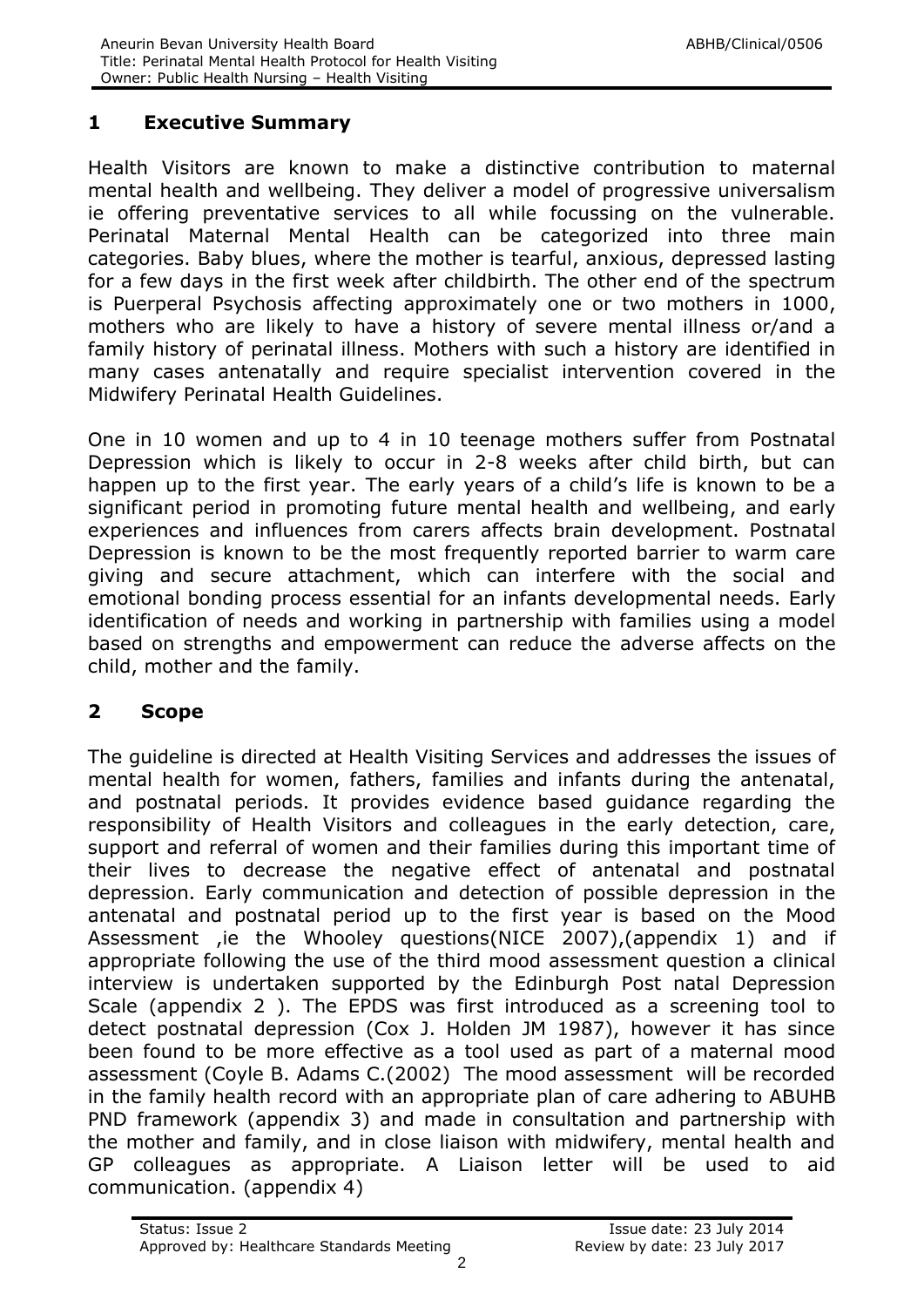## 1 Executive Summary

Health Visitors are known to make a distinctive contribution to maternal mental health and wellbeing. They deliver a model of progressive universalism ie offering preventative services to all while focussing on the vulnerable. Perinatal Maternal Mental Health can be categorized into three main categories. Baby blues, where the mother is tearful, anxious, depressed lasting for a few days in the first week after childbirth. The other end of the spectrum is Puerperal Psychosis affecting approximately one or two mothers in 1000, mothers who are likely to have a history of severe mental illness or/and a family history of perinatal illness. Mothers with such a history are identified in many cases antenatally and require specialist intervention covered in the Midwifery Perinatal Health Guidelines.

One in 10 women and up to 4 in 10 teenage mothers suffer from Postnatal Depression which is likely to occur in 2-8 weeks after child birth, but can happen up to the first year. The early years of a child's life is known to be a significant period in promoting future mental health and wellbeing, and early experiences and influences from carers affects brain development. Postnatal Depression is known to be the most frequently reported barrier to warm care giving and secure attachment, which can interfere with the social and emotional bonding process essential for an infants developmental needs. Early identification of needs and working in partnership with families using a model based on strengths and empowerment can reduce the adverse affects on the child, mother and the family.

## 2 Scope

The guideline is directed at Health Visiting Services and addresses the issues of mental health for women, fathers, families and infants during the antenatal, and postnatal periods. It provides evidence based guidance regarding the responsibility of Health Visitors and colleagues in the early detection, care, support and referral of women and their families during this important time of their lives to decrease the negative effect of antenatal and postnatal depression. Early communication and detection of possible depression in the antenatal and postnatal period up to the first year is based on the Mood Assessment ,ie the Whooley questions(NICE 2007),(appendix 1) and if appropriate following the use of the third mood assessment question a clinical interview is undertaken supported by the Edinburgh Post natal Depression Scale (appendix 2 ). The EPDS was first introduced as a screening tool to detect postnatal depression (Cox J. Holden JM 1987), however it has since been found to be more effective as a tool used as part of a maternal mood assessment (Coyle B. Adams C.(2002) The mood assessment will be recorded in the family health record with an appropriate plan of care adhering to ABUHB PND framework (appendix 3) and made in consultation and partnership with the mother and family, and in close liaison with midwifery, mental health and GP colleagues as appropriate. A Liaison letter will be used to aid communication. (appendix 4)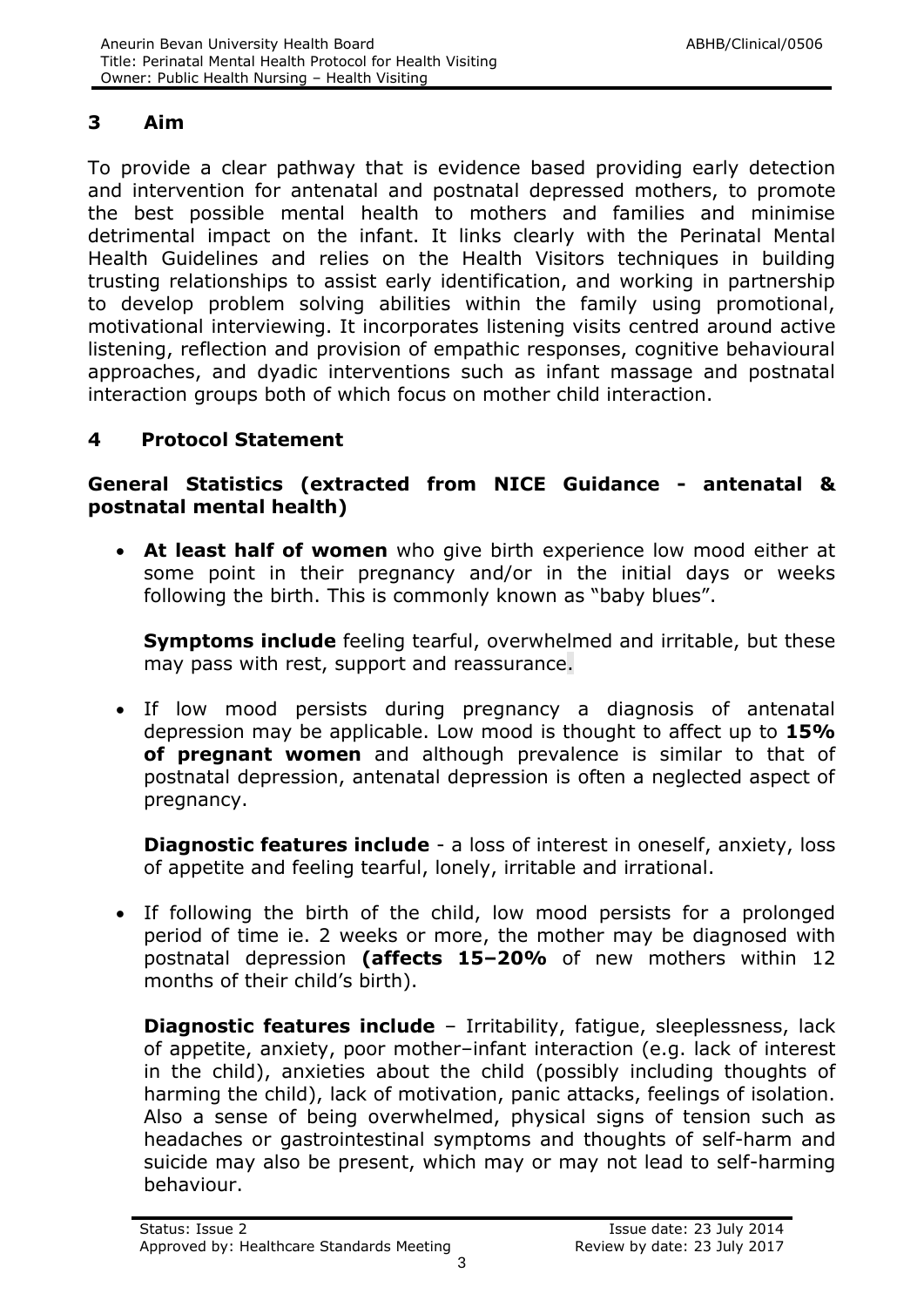## 3 Aim

To provide a clear pathway that is evidence based providing early detection and intervention for antenatal and postnatal depressed mothers, to promote the best possible mental health to mothers and families and minimise detrimental impact on the infant. It links clearly with the Perinatal Mental Health Guidelines and relies on the Health Visitors techniques in building trusting relationships to assist early identification, and working in partnership to develop problem solving abilities within the family using promotional, motivational interviewing. It incorporates listening visits centred around active listening, reflection and provision of empathic responses, cognitive behavioural approaches, and dyadic interventions such as infant massage and postnatal interaction groups both of which focus on mother child interaction.

## 4 Protocol Statement

### General Statistics (extracted from NICE Guidance - antenatal & postnatal mental health)

- **At least half of women** who give birth experience low mood either at some point in their pregnancy and/or in the initial days or weeks following the birth. This is commonly known as "baby blues".

  **Symptoms include** feeling tearful, overwhelmed and irritable, but these may pass with rest, support and reassurance.

- If low mood persists during pregnancy a diagnosis of antenatal depression may be applicable. Low mood is thought to affect up to **15% of pregnant women** and although prevalence is similar to that of postnatal depression, antenatal depression is often a neglected aspect of pregnancy.

  **Diagnostic features include** - a loss of interest in oneself, anxiety, loss of appetite and feeling tearful, lonely, irritable and irrational.

- If following the birth of the child, low mood persists for a prolonged period of time ie. 2 weeks or more, the mother may be diagnosed with postnatal depression **(affects 15–20%** of new mothers within 12 months of their child's birth).

  **Diagnostic features include** – Irritability, fatigue, sleeplessness, lack of appetite, anxiety, poor mother–infant interaction (e.g. lack of interest in the child), anxieties about the child (possibly including thoughts of harming the child), lack of motivation, panic attacks, feelings of isolation. Also a sense of being overwhelmed, physical signs of tension such as headaches or gastrointestinal symptoms and thoughts of self-harm and suicide may also be present, which may or may not lead to self-harming behaviour.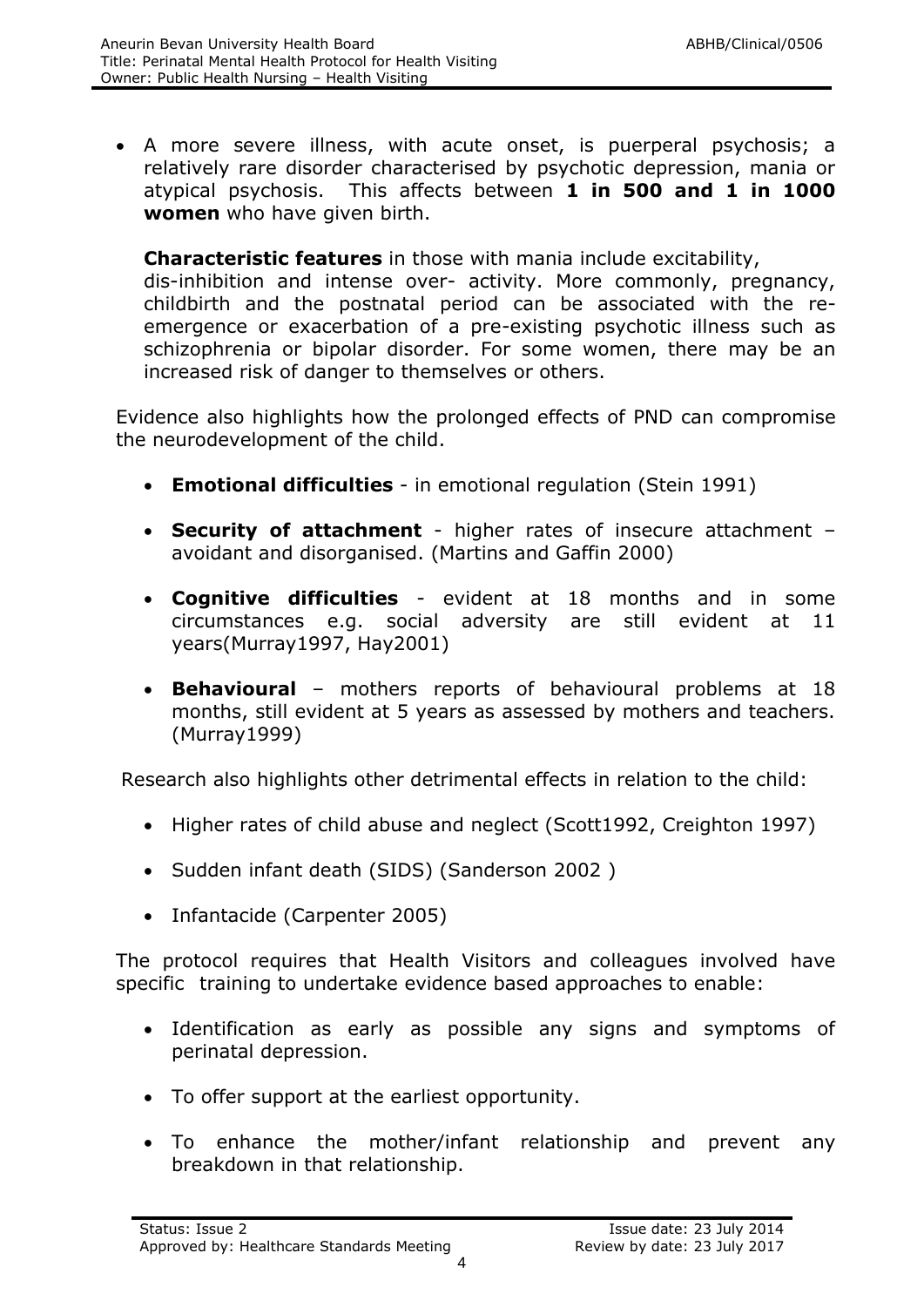- A more severe illness, with acute onset, is puerperal psychosis; a relatively rare disorder characterised by psychotic depression, mania or atypical psychosis. This affects between **1 in 500 and 1 in 1000 women** who have given birth.

  **Characteristic features** in those with mania include excitability, dis-inhibition and intense over- activity. More commonly, pregnancy, childbirth and the postnatal period can be associated with the re-emergence or exacerbation of a pre-existing psychotic illness such as schizophrenia or bipolar disorder. For some women, there may be an increased risk of danger to themselves or others.

Evidence also highlights how the prolonged effects of PND can compromise the neurodevelopment of the child.

- **Emotional difficulties** - in emotional regulation (Stein 1991)
- **Security of attachment** - higher rates of insecure attachment – avoidant and disorganised. (Martins and Gaffin 2000)
- **Cognitive difficulties** - evident at 18 months and in some circumstances e.g. social adversity are still evident at 11 years(Murray1997, Hay2001)
- **Behavioural** – mothers reports of behavioural problems at 18 months, still evident at 5 years as assessed by mothers and teachers. (Murray1999)

Research also highlights other detrimental effects in relation to the child:

- Higher rates of child abuse and neglect (Scott1992, Creighton 1997)
- Sudden infant death (SIDS) (Sanderson 2002 )
- Infantacide (Carpenter 2005)

The protocol requires that Health Visitors and colleagues involved have specific training to undertake evidence based approaches to enable:

- Identification as early as possible any signs and symptoms of perinatal depression.
- To offer support at the earliest opportunity.
- To enhance the mother/infant relationship and prevent any breakdown in that relationship.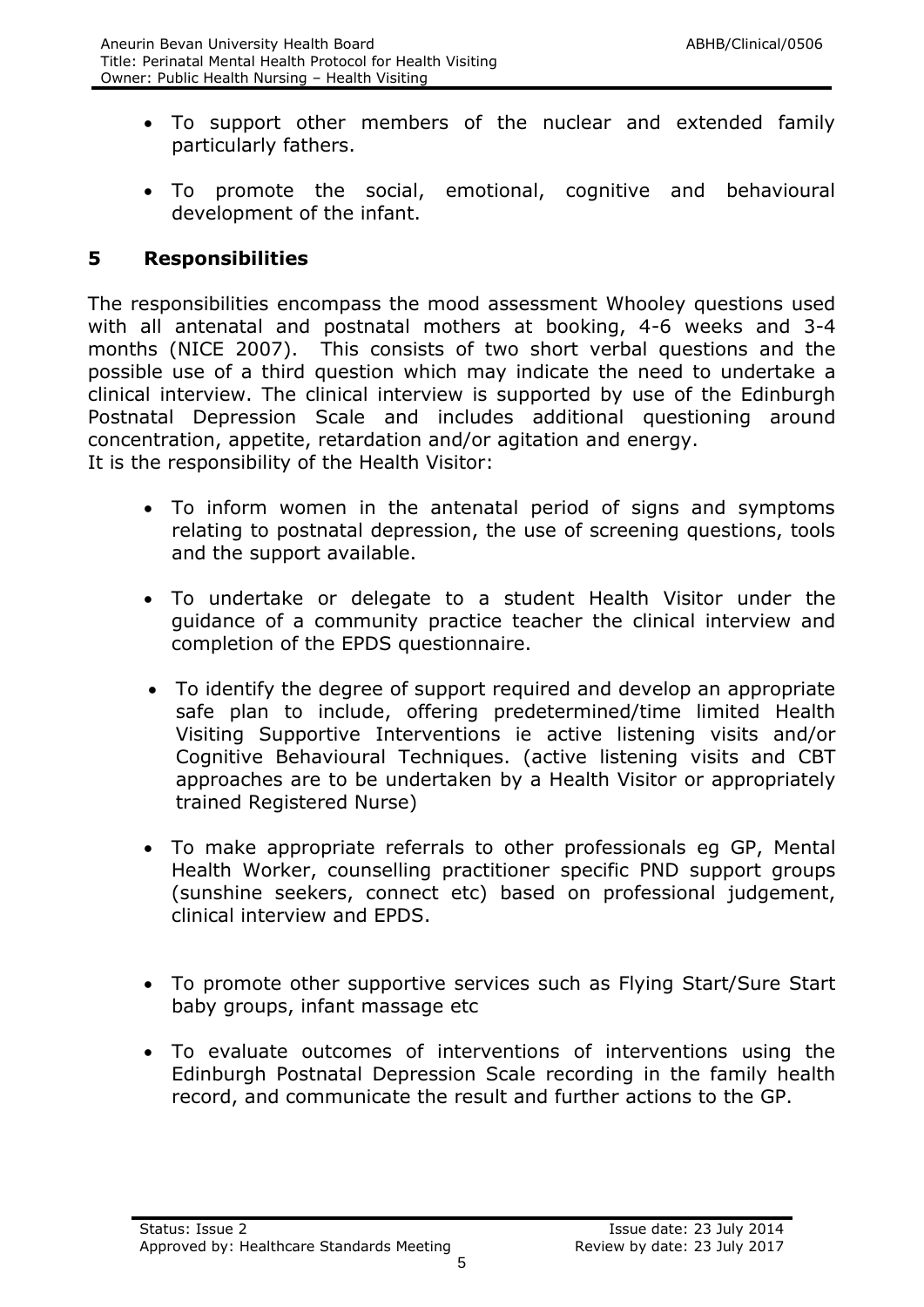- To support other members of the nuclear and extended family particularly fathers.

- To promote the social, emotional, cognitive and behavioural development of the infant.

## 5 Responsibilities

The responsibilities encompass the mood assessment Whooley questions used with all antenatal and postnatal mothers at booking, 4-6 weeks and 3-4 months (NICE 2007). This consists of two short verbal questions and the possible use of a third question which may indicate the need to undertake a clinical interview. The clinical interview is supported by use of the Edinburgh Postnatal Depression Scale and includes additional questioning around concentration, appetite, retardation and/or agitation and energy.
It is the responsibility of the Health Visitor:

- To inform women in the antenatal period of signs and symptoms relating to postnatal depression, the use of screening questions, tools and the support available.

- To undertake or delegate to a student Health Visitor under the guidance of a community practice teacher the clinical interview and completion of the EPDS questionnaire.

- To identify the degree of support required and develop an appropriate safe plan to include, offering predetermined/time limited Health Visiting Supportive Interventions ie active listening visits and/or Cognitive Behavioural Techniques. (active listening visits and CBT approaches are to be undertaken by a Health Visitor or appropriately trained Registered Nurse)

- To make appropriate referrals to other professionals eg GP, Mental Health Worker, counselling practitioner specific PND support groups (sunshine seekers, connect etc) based on professional judgement, clinical interview and EPDS.

- To promote other supportive services such as Flying Start/Sure Start baby groups, infant massage etc

- To evaluate outcomes of interventions of interventions using the Edinburgh Postnatal Depression Scale recording in the family health record, and communicate the result and further actions to the GP.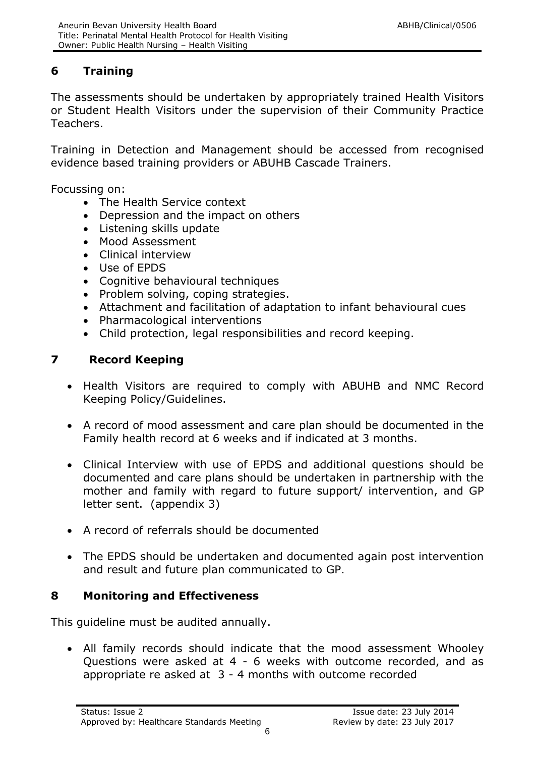## 6 Training

The assessments should be undertaken by appropriately trained Health Visitors or Student Health Visitors under the supervision of their Community Practice Teachers.

Training in Detection and Management should be accessed from recognised evidence based training providers or ABUHB Cascade Trainers.

Focussing on:

- The Health Service context
- Depression and the impact on others
- Listening skills update
- Mood Assessment
- Clinical interview
- Use of EPDS
- Cognitive behavioural techniques
- Problem solving, coping strategies.
- Attachment and facilitation of adaptation to infant behavioural cues
- Pharmacological interventions
- Child protection, legal responsibilities and record keeping.

## 7 Record Keeping

- Health Visitors are required to comply with ABUHB and NMC Record Keeping Policy/Guidelines.
- A record of mood assessment and care plan should be documented in the Family health record at 6 weeks and if indicated at 3 months.
- Clinical Interview with use of EPDS and additional questions should be documented and care plans should be undertaken in partnership with the mother and family with regard to future support/ intervention, and GP letter sent. (appendix 3)
- A record of referrals should be documented
- The EPDS should be undertaken and documented again post intervention and result and future plan communicated to GP.

## 8 Monitoring and Effectiveness

This guideline must be audited annually.

- All family records should indicate that the mood assessment Whooley Questions were asked at 4 - 6 weeks with outcome recorded, and as appropriate re asked at 3 - 4 months with outcome recorded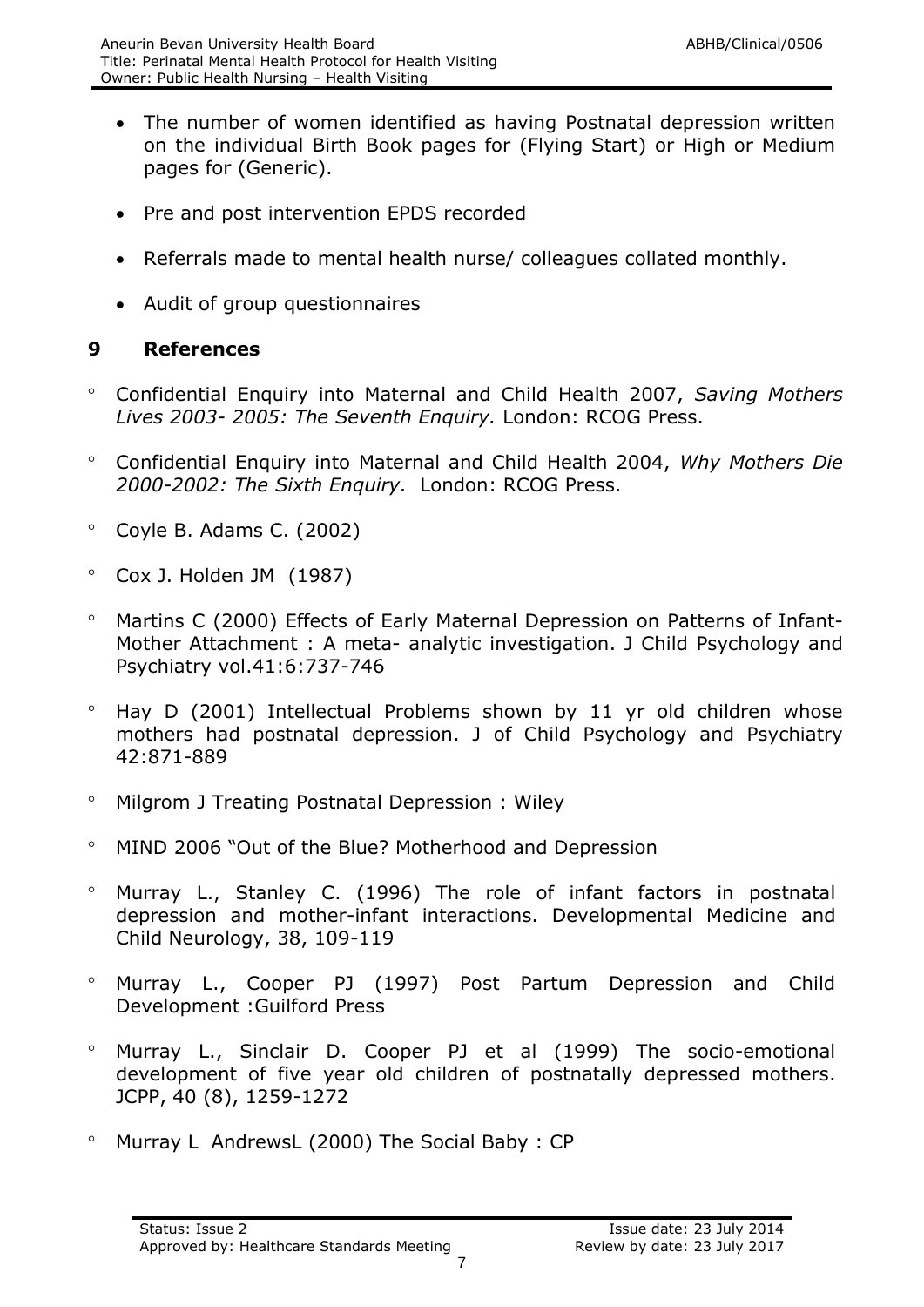- The number of women identified as having Postnatal depression written on the individual Birth Book pages for (Flying Start) or High or Medium pages for (Generic).
- Pre and post intervention EPDS recorded
- Referrals made to mental health nurse/ colleagues collated monthly.
- Audit of group questionnaires

## 9 References

- Confidential Enquiry into Maternal and Child Health 2007, *Saving Mothers Lives 2003- 2005: The Seventh Enquiry.* London: RCOG Press.
- Confidential Enquiry into Maternal and Child Health 2004, *Why Mothers Die 2000-2002: The Sixth Enquiry.* London: RCOG Press.
- Coyle B. Adams C. (2002)
- Cox J. Holden JM (1987)
- Martins C (2000) Effects of Early Maternal Depression on Patterns of Infant-Mother Attachment : A meta- analytic investigation. J Child Psychology and Psychiatry vol.41:6:737-746
- Hay D (2001) Intellectual Problems shown by 11 yr old children whose mothers had postnatal depression. J of Child Psychology and Psychiatry 42:871-889
- Milgrom J Treating Postnatal Depression : Wiley
- MIND 2006 "Out of the Blue? Motherhood and Depression
- Murray L., Stanley C. (1996) The role of infant factors in postnatal depression and mother-infant interactions. Developmental Medicine and Child Neurology, 38, 109-119
- Murray L., Cooper PJ (1997) Post Partum Depression and Child Development :Guilford Press
- Murray L., Sinclair D. Cooper PJ et al (1999) The socio-emotional development of five year old children of postnatally depressed mothers. JCPP, 40 (8), 1259-1272
- Murray L AndrewsL (2000) The Social Baby : CP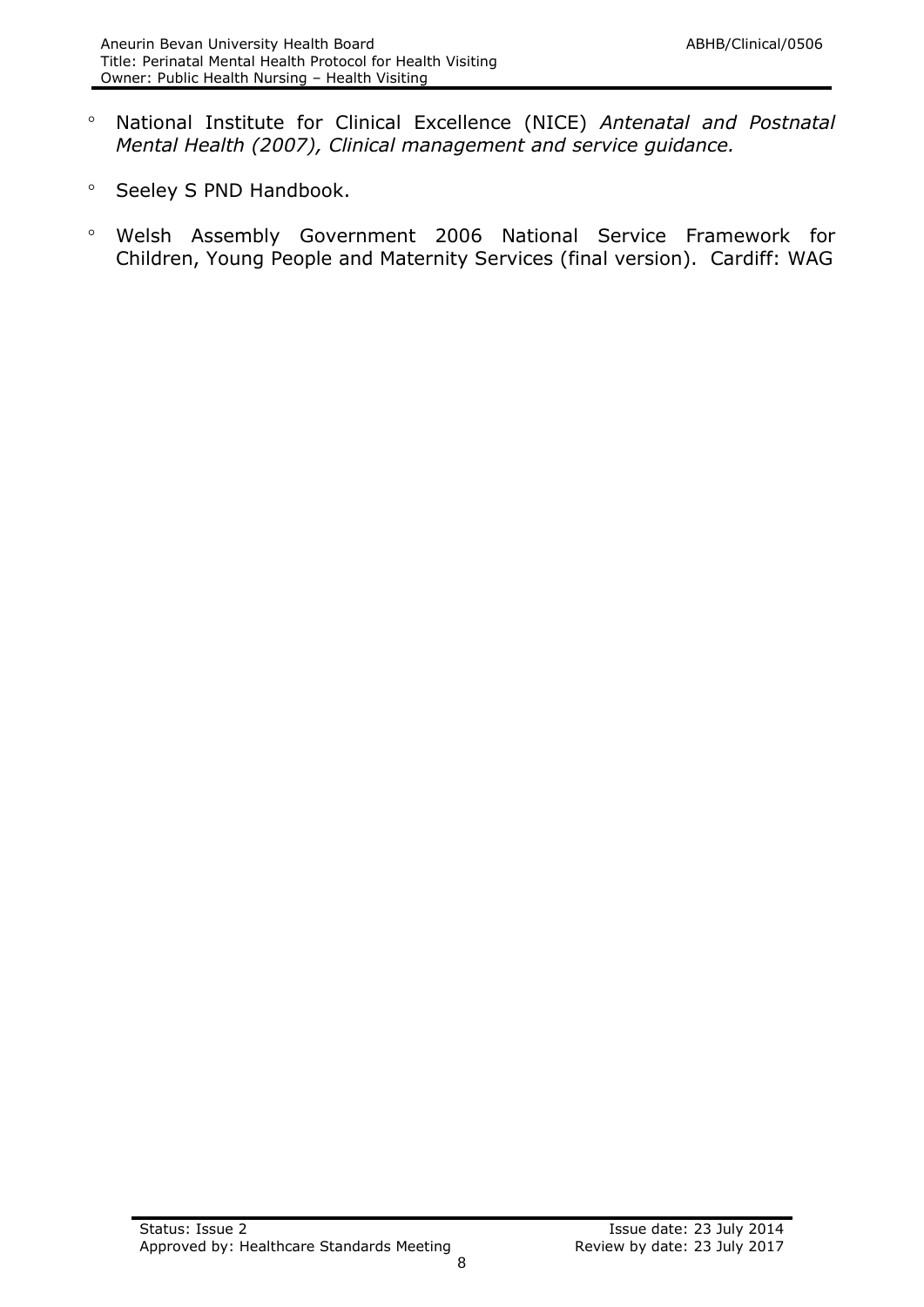- National Institute for Clinical Excellence (NICE) *Antenatal and Postnatal Mental Health (2007), Clinical management and service guidance.*
- Seeley S PND Handbook.
- Welsh Assembly Government 2006 National Service Framework for Children, Young People and Maternity Services (final version). Cardiff: WAG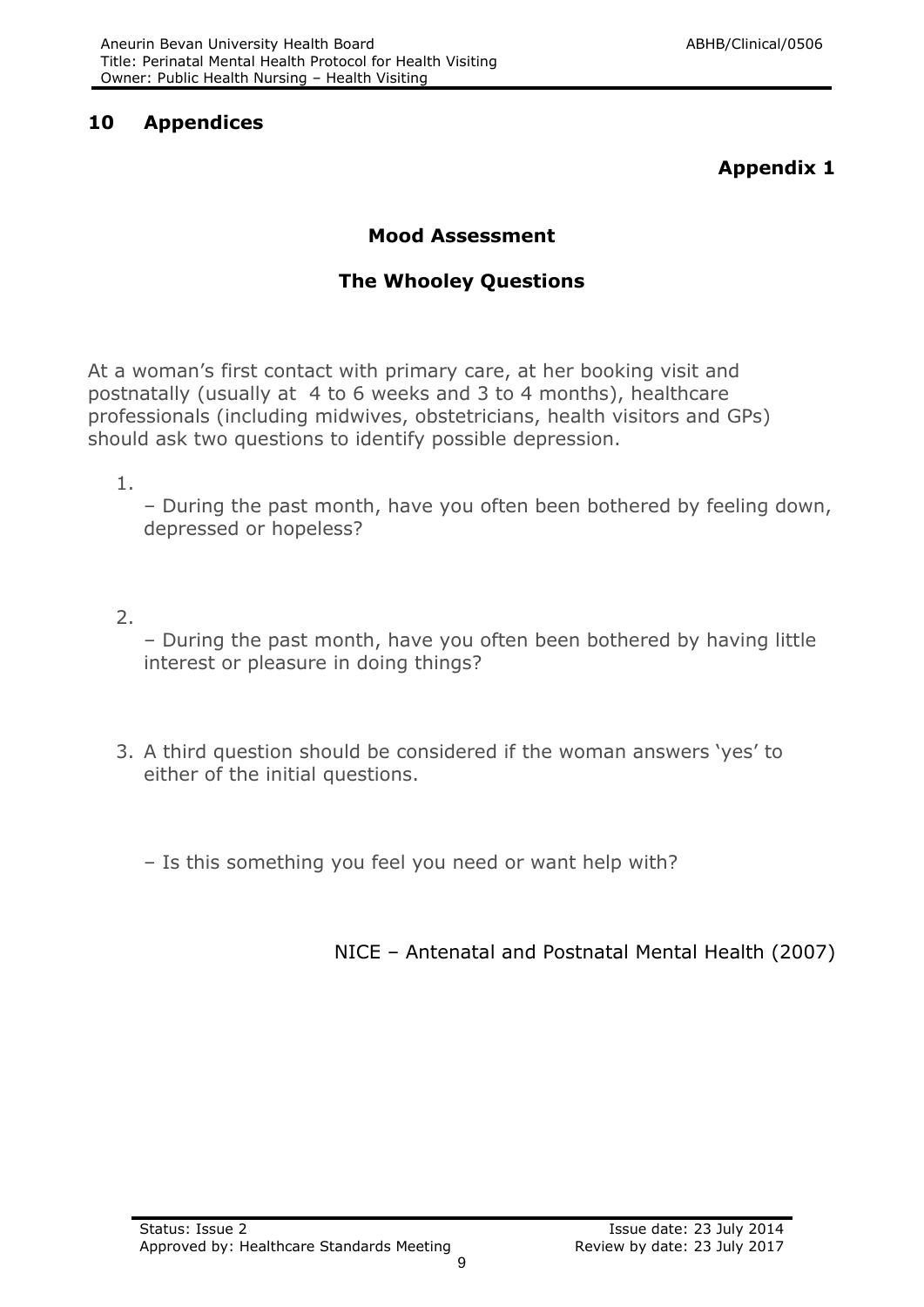## 10 Appendices

**Appendix 1**

### Mood Assessment

### The Whooley Questions

At a woman's first contact with primary care, at her booking visit and postnatally (usually at 4 to 6 weeks and 3 to 4 months), healthcare professionals (including midwives, obstetricians, health visitors and GPs) should ask two questions to identify possible depression.

1. – During the past month, have you often been bothered by feeling down, depressed or hopeless?

2. – During the past month, have you often been bothered by having little interest or pleasure in doing things?

3. A third question should be considered if the woman answers 'yes' to either of the initial questions.

   – Is this something you feel you need or want help with?

NICE – Antenatal and Postnatal Mental Health (2007)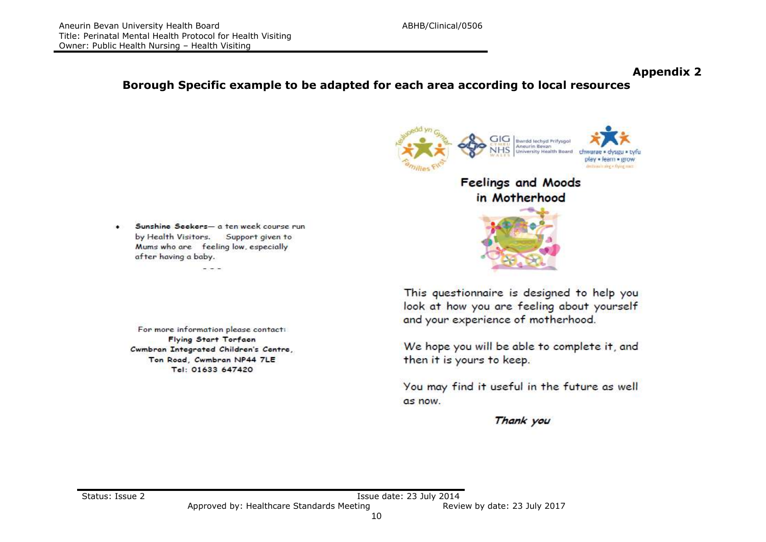## Appendix 2

### Borough Specific example to be adapted for each area according to local resources

- **Sunshine Seekers**— a ten week course run by Health Visitors. Support given to Mums who are feeling low, especially after having a baby.

For more information please contact:
**Flying Start Torfaen**
**Cwmbran Integrated Children's Centre,**
**Ton Road, Cwmbran NP44 7LE**
**Tel: 01633 647420**

## Feelings and Moods in Motherhood

This questionnaire is designed to help you look at how you are feeling about yourself and your experience of motherhood.

We hope you will be able to complete it, and then it is yours to keep.

You may find it useful in the future as well as now.

***Thank you***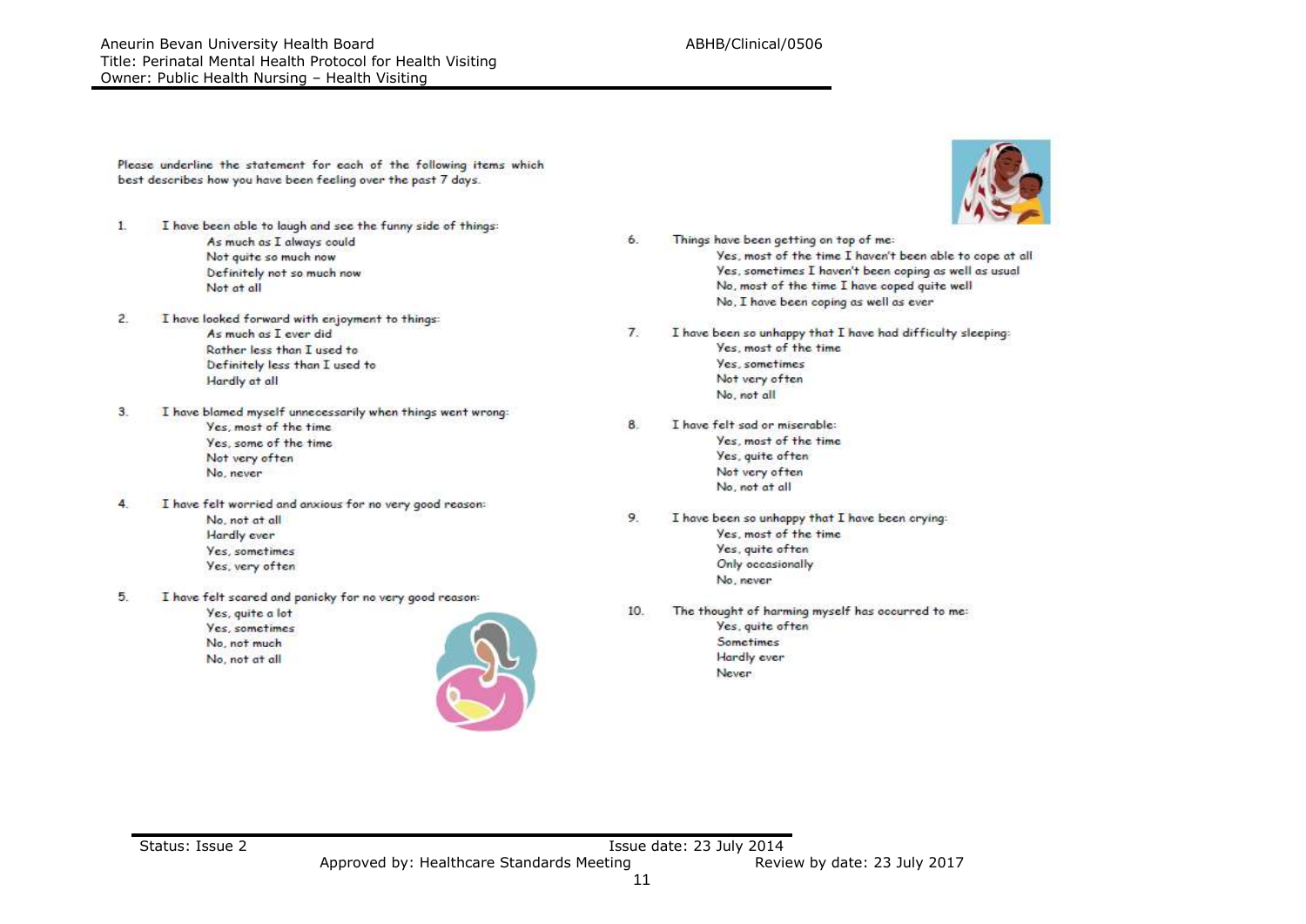Please underline the statement for each of the following items which best describes how you have been feeling over the past 7 days.

1. I have been able to laugh and see the funny side of things:
   - As much as I always could
   - Not quite so much now
   - Definitely not so much now
   - Not at all

2. I have looked forward with enjoyment to things:
   - As much as I ever did
   - Rather less than I used to
   - Definitely less than I used to
   - Hardly at all

3. I have blamed myself unnecessarily when things went wrong:
   - Yes, most of the time
   - Yes, some of the time
   - Not very often
   - No, never

4. I have felt worried and anxious for no very good reason:
   - No, not at all
   - Hardly ever
   - Yes, sometimes
   - Yes, very often

5. I have felt scared and panicky for no very good reason:
   - Yes, quite a lot
   - Yes, sometimes
   - No, not much
   - No, not at all

6. Things have been getting on top of me:
   - Yes, most of the time I haven't been able to cope at all
   - Yes, sometimes I haven't been coping as well as usual
   - No, most of the time I have coped quite well
   - No, I have been coping as well as ever

7. I have been so unhappy that I have had difficulty sleeping:
   - Yes, most of the time
   - Yes, sometimes
   - Not very often
   - No, not all

8. I have felt sad or miserable:
   - Yes, most of the time
   - Yes, quite often
   - Not very often
   - No, not at all

9. I have been so unhappy that I have been crying:
   - Yes, most of the time
   - Yes, quite often
   - Only occasionally
   - No, never

10. The thought of harming myself has occurred to me:
    - Yes, quite often
    - Sometimes
    - Hardly ever
    - Never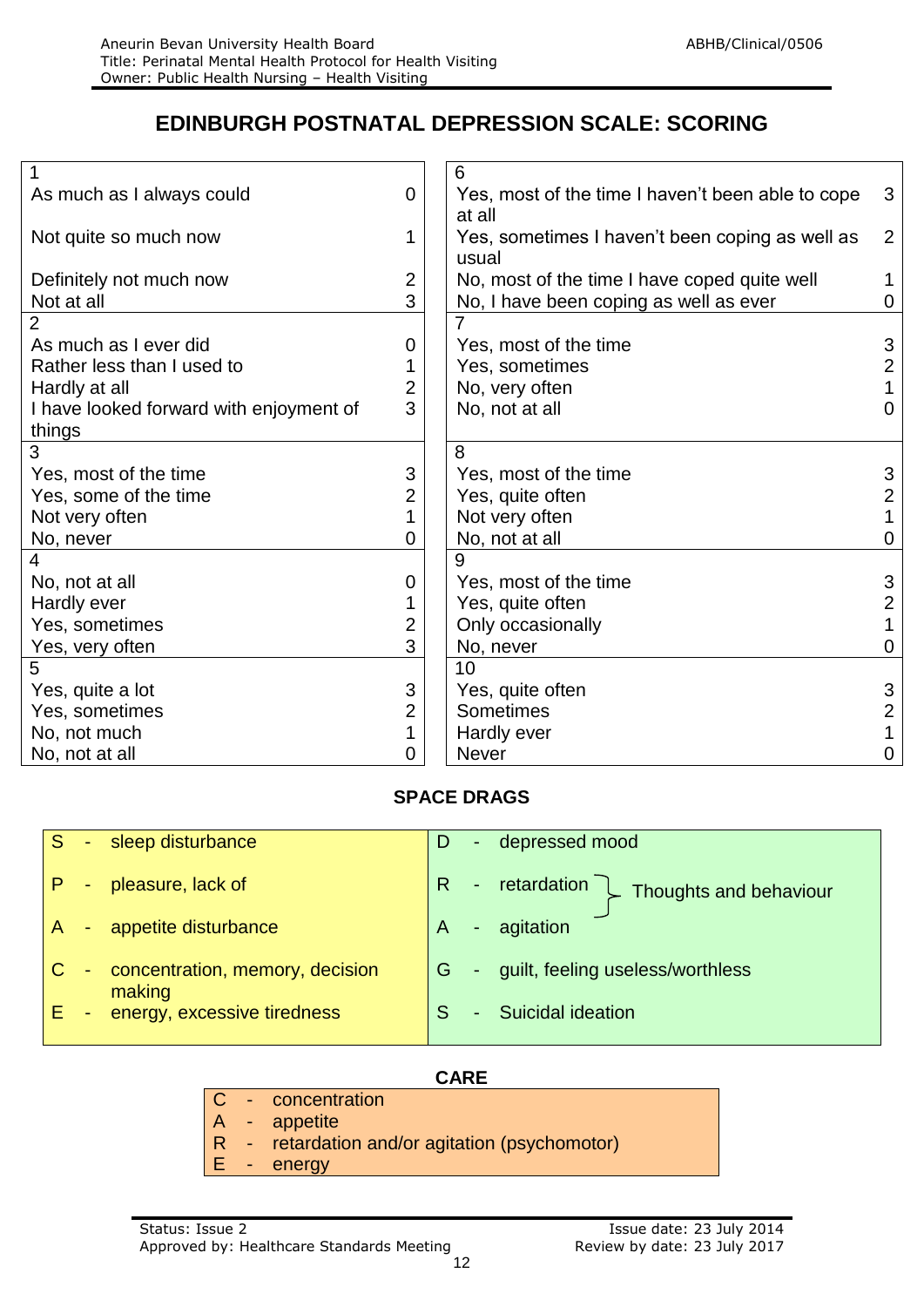# EDINBURGH POSTNATAL DEPRESSION SCALE: SCORING

| 1 | |
|---|---|
| As much as I always could | 0 |
| Not quite so much now | 1 |
| Definitely not much now | 2 |
| Not at all | 3 |

| 2 | |
|---|---|
| As much as I ever did | 0 |
| Rather less than I used to | 1 |
| Hardly at all | 2 |
| I have looked forward with enjoyment of things | 3 |

| 3 | |
|---|---|
| Yes, most of the time | 3 |
| Yes, some of the time | 2 |
| Not very often | 1 |
| No, never | 0 |

| 4 | |
|---|---|
| No, not at all | 0 |
| Hardly ever | 1 |
| Yes, sometimes | 2 |
| Yes, very often | 3 |

| 5 | |
|---|---|
| Yes, quite a lot | 3 |
| Yes, sometimes | 2 |
| No, not much | 1 |
| No, not at all | 0 |

| 6 | |
|---|---|
| Yes, most of the time I haven't been able to cope at all | 3 |
| Yes, sometimes I haven't been coping as well as usual | 2 |
| No, most of the time I have coped quite well | 1 |
| No, I have been coping as well as ever | 0 |

| 7 | |
|---|---|
| Yes, most of the time | 3 |
| Yes, sometimes | 2 |
| No, very often | 1 |
| No, not at all | 0 |

| 8 | |
|---|---|
| Yes, most of the time | 3 |
| Yes, quite often | 2 |
| Not very often | 1 |
| No, not at all | 0 |

| 9 | |
|---|---|
| Yes, most of the time | 3 |
| Yes, quite often | 2 |
| Only occasionally | 1 |
| No, never | 0 |

| 10 | |
|---|---|
| Yes, quite often | 3 |
| Sometimes | 2 |
| Hardly ever | 1 |
| Never | 0 |

## SPACE DRAGS

| | |
|---|---|
| S - sleep disturbance | D - depressed mood |
| P - pleasure, lack of | R - retardation } Thoughts and behaviour |
| A - appetite disturbance | A - agitation |
| C - concentration, memory, decision making | G - guilt, feeling useless/worthless |
| E - energy, excessive tiredness | S - Suicidal ideation |

## CARE

- C - concentration
- A - appetite
- R - retardation and/or agitation (psychomotor)
- E - energy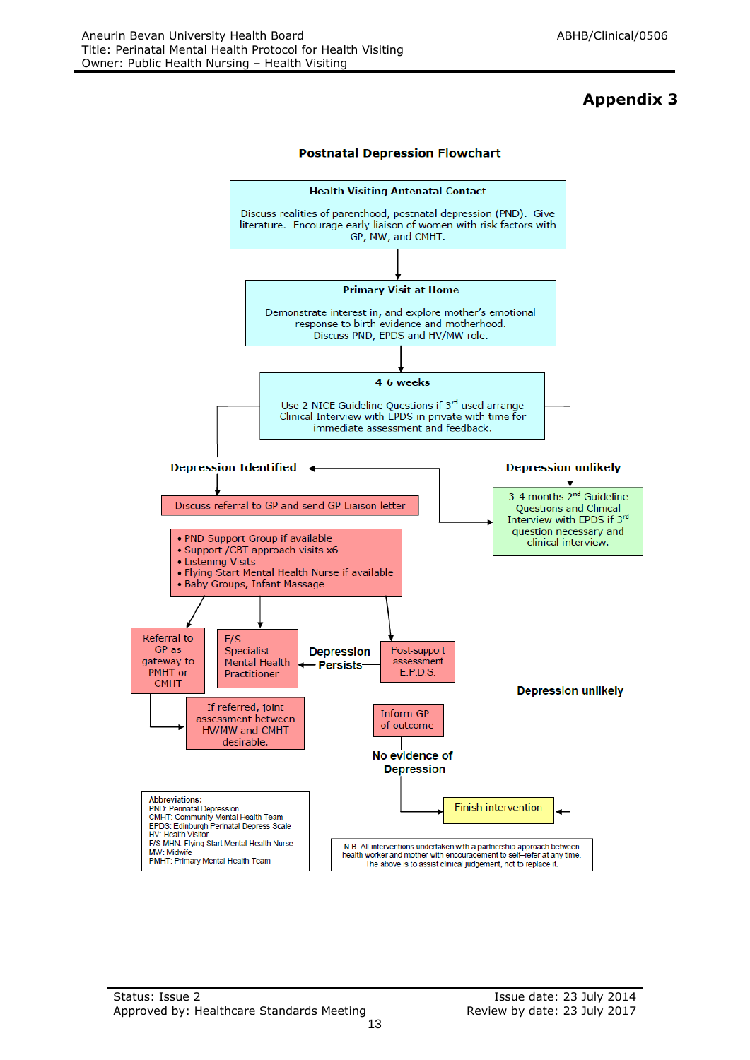# Appendix 3

## Postnatal Depression Flowchart

**Health Visiting Antenatal Contact**

Discuss realities of parenthood, postnatal depression (PND). Give literature. Encourage early liaison of women with risk factors with GP, MW, and CMHT.

↓

**Primary Visit at Home**

Demonstrate interest in, and explore mother's emotional response to birth evidence and motherhood. Discuss PND, EPDS and HV/MW role.

↓

**4-6 weeks**

Use 2 NICE Guideline Questions if 3rd used arrange Clinical Interview with EPDS in private with time for immediate assessment and feedback.

**Depression Identified**

↓

Discuss referral to GP and send GP Liaison letter

- PND Support Group if available
- Support /CBT approach visits x6
- Listening Visits
- Flying Start Mental Health Nurse if available
- Baby Groups, Infant Massage

↓

- Referral to GP as gateway to PMHT or CMHT → If referred, joint assessment between HV/MW and CMHT desirable.
- F/S Specialist Mental Health Practitioner
- Post-support assessment E.P.D.S. → **Depression Persists** → F/S Specialist Mental Health Practitioner
- Post-support assessment E.P.D.S. → Inform GP of outcome → **No evidence of Depression** → Finish intervention

**Depression unlikely**

↓

3-4 months 2nd Guideline Questions and Clinical Interview with EPDS if 3rd question necessary and clinical interview. (→ **Depression Identified** if indicated)

↓

**Depression unlikely** → Finish intervention

**Abbreviations:**
PND: Perinatal Depression
CMHT: Community Mental Health Team
EPDS: Edinburgh Perinatal Depress Scale
HV: Health Visitor
F/S MHN: Flying Start Mental Health Nurse
MW: Midwife
PMHT: Primary Mental Health Team

N.B. All interventions undertaken with a partnership approach between health worker and mother with encouragement to self–refer at any time. The above is to assist clinical judgement, not to replace it.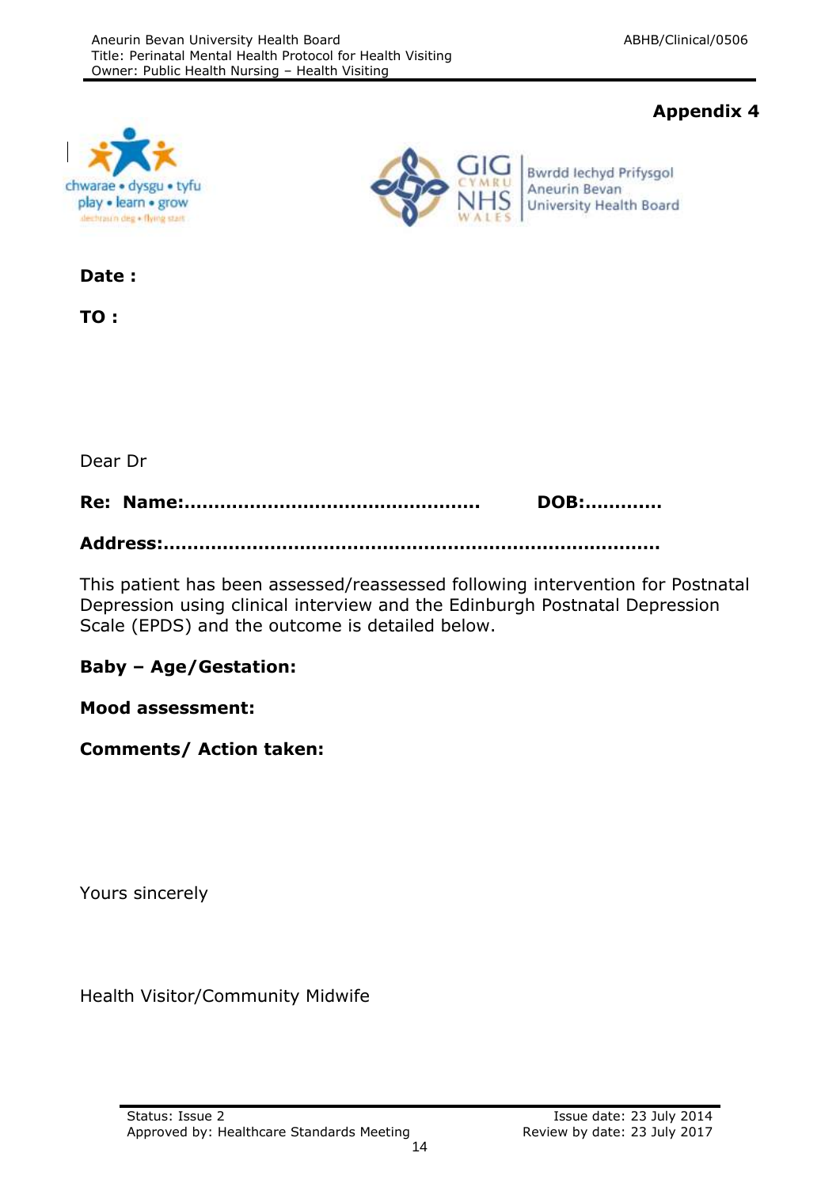**Appendix 4**

chwarae • dysgu • tyfu
play • learn • grow
dechrau'n deg • flying start

GIG CYMRU NHS WALES | Bwrdd Iechyd Prifysgol Aneurin Bevan University Health Board

**Date :**

**TO :**

Dear Dr

**Re: Name:………………………………………… DOB:…………**

**Address:…………………………………………………………………………**

This patient has been assessed/reassessed following intervention for Postnatal Depression using clinical interview and the Edinburgh Postnatal Depression Scale (EPDS) and the outcome is detailed below.

**Baby – Age/Gestation:**

**Mood assessment:**

**Comments/ Action taken:**

Yours sincerely

Health Visitor/Community Midwife